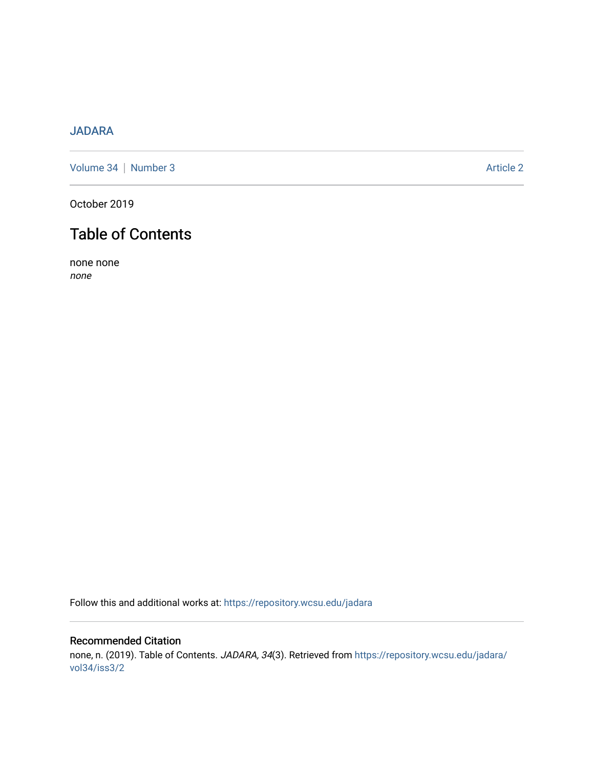JADARA

Volume 34 | Number 3 Article 2

October 2019

# Table of Contents

none none
*none*

Follow this and additional works at: https://repository.wcsu.edu/jadara

## Recommended Citation

none, n. (2019). Table of Contents. *JADARA, 34*(3). Retrieved from https://repository.wcsu.edu/jadara/vol34/iss3/2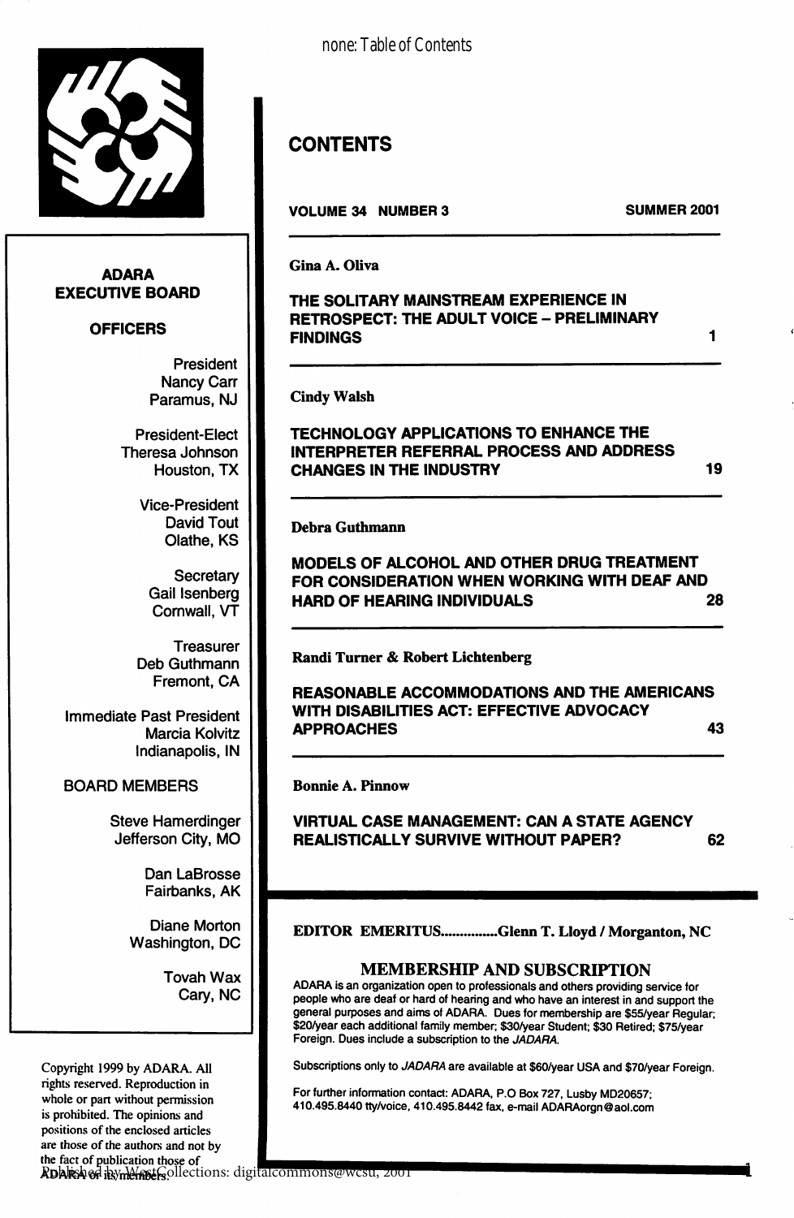# CONTENTS

**VOLUME 34 NUMBER 3** **SUMMER 2001**

---

**Gina A. Oliva**

**THE SOLITARY MAINSTREAM EXPERIENCE IN RETROSPECT: THE ADULT VOICE – PRELIMINARY FINDINGS** **1**

---

**Cindy Walsh**

**TECHNOLOGY APPLICATIONS TO ENHANCE THE INTERPRETER REFERRAL PROCESS AND ADDRESS CHANGES IN THE INDUSTRY** **19**

---

**Debra Guthmann**

**MODELS OF ALCOHOL AND OTHER DRUG TREATMENT FOR CONSIDERATION WHEN WORKING WITH DEAF AND HARD OF HEARING INDIVIDUALS** **28**

---

**Randi Turner & Robert Lichtenberg**

**REASONABLE ACCOMMODATIONS AND THE AMERICANS WITH DISABILITIES ACT: EFFECTIVE ADVOCACY APPROACHES** **43**

---

**Bonnie A. Pinnow**

**VIRTUAL CASE MANAGEMENT: CAN A STATE AGENCY REALISTICALLY SURVIVE WITHOUT PAPER?** **62**

---

## ADARA EXECUTIVE BOARD

### OFFICERS

President
Nancy Carr
Paramus, NJ

President-Elect
Theresa Johnson
Houston, TX

Vice-President
David Tout
Olathe, KS

Secretary
Gail Isenberg
Cornwall, VT

Treasurer
Deb Guthmann
Fremont, CA

Immediate Past President
Marcia Kolvitz
Indianapolis, IN

### BOARD MEMBERS

Steve Hamerdinger
Jefferson City, MO

Dan LaBrosse
Fairbanks, AK

Diane Morton
Washington, DC

Tovah Wax
Cary, NC

---

**EDITOR EMERITUS...............Glenn T. Lloyd / Morganton, NC**

## MEMBERSHIP AND SUBSCRIPTION

ADARA is an organization open to professionals and others providing service for people who are deaf or hard of hearing and who have an interest in and support the general purposes and aims of ADARA. Dues for membership are $55/year Regular; $20/year each additional family member; $30/year Student; $30 Retired; $75/year Foreign. Dues include a subscription to the *JADARA*.

Subscriptions only to *JADARA* are available at $60/year USA and $70/year Foreign.

For further information contact: ADARA, P.O Box 727, Lusby MD20657; 410.495.8440 tty/voice, 410.495.8442 fax, e-mail ADARAorgn@aol.com

Copyright 1999 by ADARA. All rights reserved. Reproduction in whole or part without permission is prohibited. The opinions and positions of the enclosed articles are those of the authors and not by the fact of publication those of ADARA or its members.